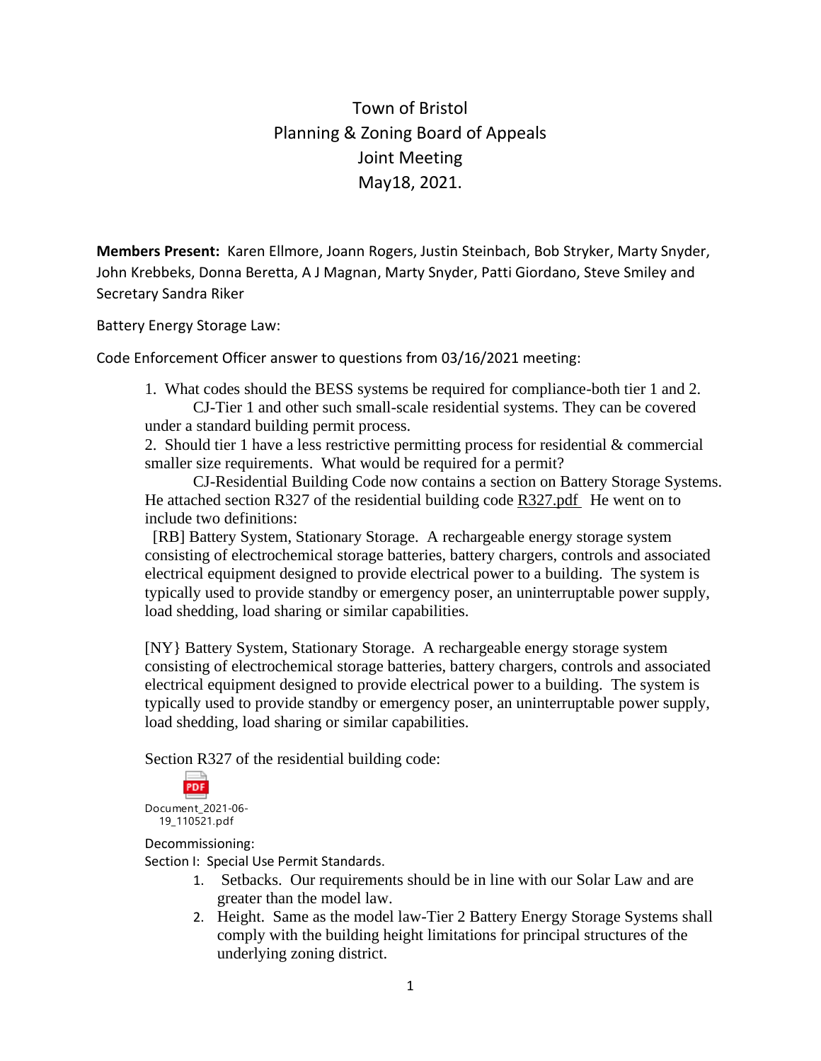# Town of Bristol
## Planning & Zoning Board of Appeals
## Joint Meeting
## May18, 2021.

**Members Present:** Karen Ellmore, Joann Rogers, Justin Steinbach, Bob Stryker, Marty Snyder, John Krebbeks, Donna Beretta, A J Magnan, Marty Snyder, Patti Giordano, Steve Smiley and Secretary Sandra Riker

Battery Energy Storage Law:

Code Enforcement Officer answer to questions from 03/16/2021 meeting:

1. What codes should the BESS systems be required for compliance-both tier 1 and 2.
   CJ-Tier 1 and other such small-scale residential systems. They can be covered under a standard building permit process.
2. Should tier 1 have a less restrictive permitting process for residential & commercial smaller size requirements. What would be required for a permit?
   CJ-Residential Building Code now contains a section on Battery Storage Systems. He attached section R327 of the residential building code R327.pdf He went on to include two definitions:

[RB] Battery System, Stationary Storage. A rechargeable energy storage system consisting of electrochemical storage batteries, battery chargers, controls and associated electrical equipment designed to provide electrical power to a building. The system is typically used to provide standby or emergency poser, an uninterruptable power supply, load shedding, load sharing or similar capabilities.

[NY} Battery System, Stationary Storage. A rechargeable energy storage system consisting of electrochemical storage batteries, battery chargers, controls and associated electrical equipment designed to provide electrical power to a building. The system is typically used to provide standby or emergency poser, an uninterruptable power supply, load shedding, load sharing or similar capabilities.

Section R327 of the residential building code:

Document_2021-06-19_110521.pdf

Decommissioning:

Section I: Special Use Permit Standards.

1. Setbacks. Our requirements should be in line with our Solar Law and are greater than the model law.
2. Height. Same as the model law-Tier 2 Battery Energy Storage Systems shall comply with the building height limitations for principal structures of the underlying zoning district.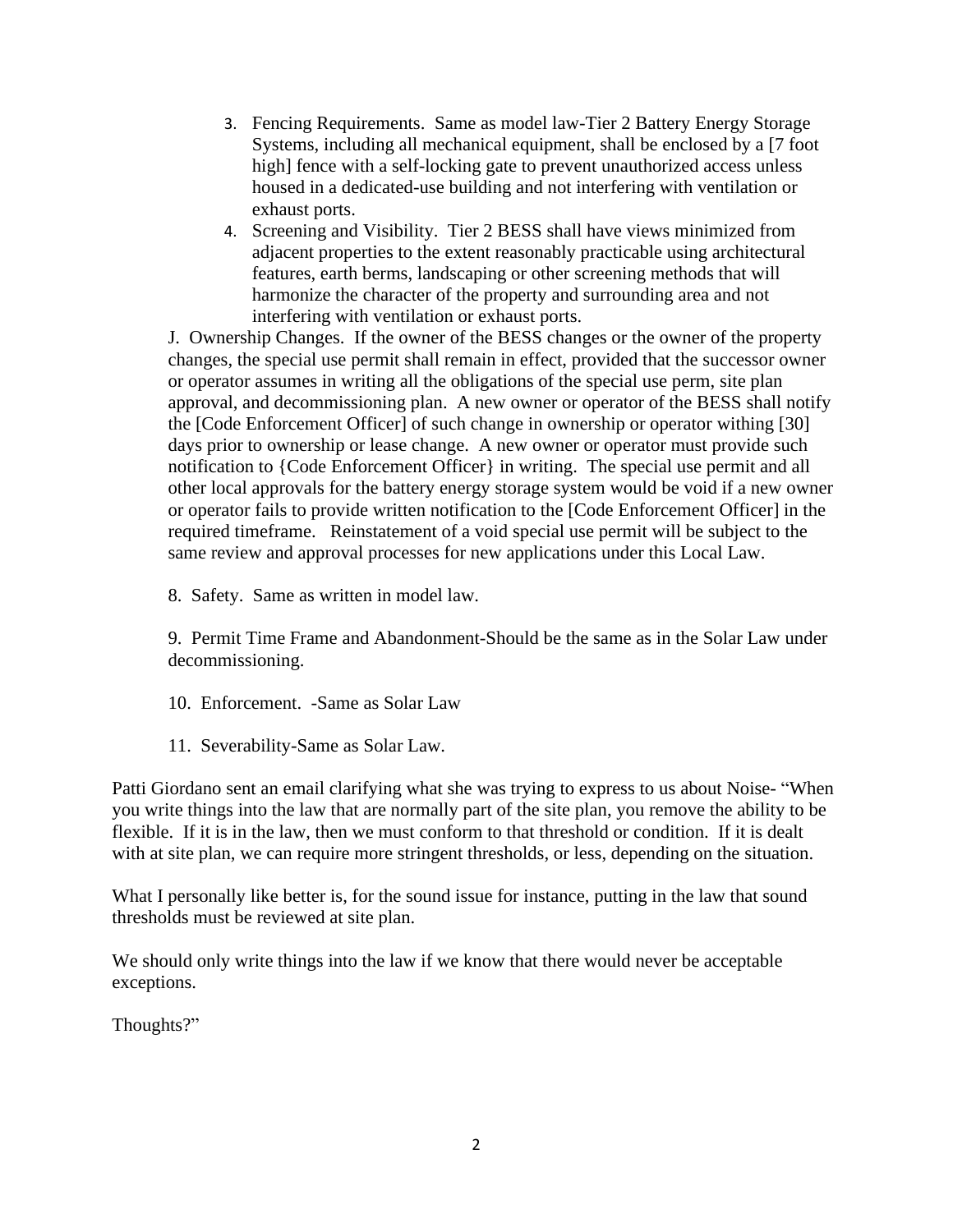3. Fencing Requirements. Same as model law-Tier 2 Battery Energy Storage Systems, including all mechanical equipment, shall be enclosed by a [7 foot high] fence with a self-locking gate to prevent unauthorized access unless housed in a dedicated-use building and not interfering with ventilation or exhaust ports.
4. Screening and Visibility. Tier 2 BESS shall have views minimized from adjacent properties to the extent reasonably practicable using architectural features, earth berms, landscaping or other screening methods that will harmonize the character of the property and surrounding area and not interfering with ventilation or exhaust ports.

J. Ownership Changes. If the owner of the BESS changes or the owner of the property changes, the special use permit shall remain in effect, provided that the successor owner or operator assumes in writing all the obligations of the special use perm, site plan approval, and decommissioning plan. A new owner or operator of the BESS shall notify the [Code Enforcement Officer] of such change in ownership or operator withing [30] days prior to ownership or lease change. A new owner or operator must provide such notification to {Code Enforcement Officer} in writing. The special use permit and all other local approvals for the battery energy storage system would be void if a new owner or operator fails to provide written notification to the [Code Enforcement Officer] in the required timeframe. Reinstatement of a void special use permit will be subject to the same review and approval processes for new applications under this Local Law.

8. Safety. Same as written in model law.

9. Permit Time Frame and Abandonment-Should be the same as in the Solar Law under decommissioning.

10. Enforcement. -Same as Solar Law

11. Severability-Same as Solar Law.

Patti Giordano sent an email clarifying what she was trying to express to us about Noise- "When you write things into the law that are normally part of the site plan, you remove the ability to be flexible. If it is in the law, then we must conform to that threshold or condition. If it is dealt with at site plan, we can require more stringent thresholds, or less, depending on the situation.

What I personally like better is, for the sound issue for instance, putting in the law that sound thresholds must be reviewed at site plan.

We should only write things into the law if we know that there would never be acceptable exceptions.

Thoughts?"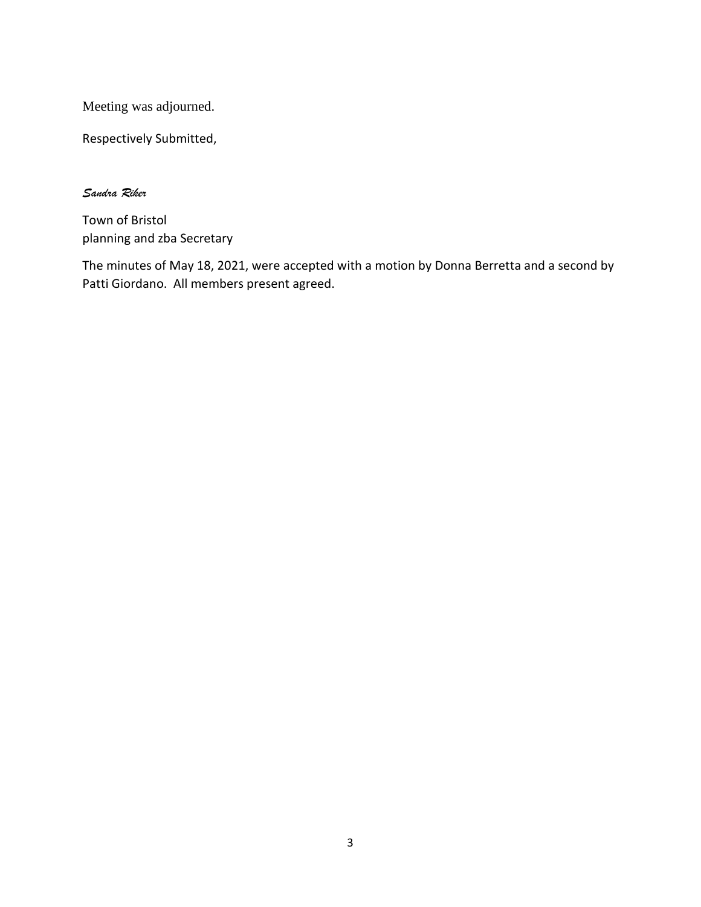Meeting was adjourned.

Respectively Submitted,

*Sandra Riker*

Town of Bristol
planning and zba Secretary

The minutes of May 18, 2021, were accepted with a motion by Donna Berretta and a second by Patti Giordano. All members present agreed.